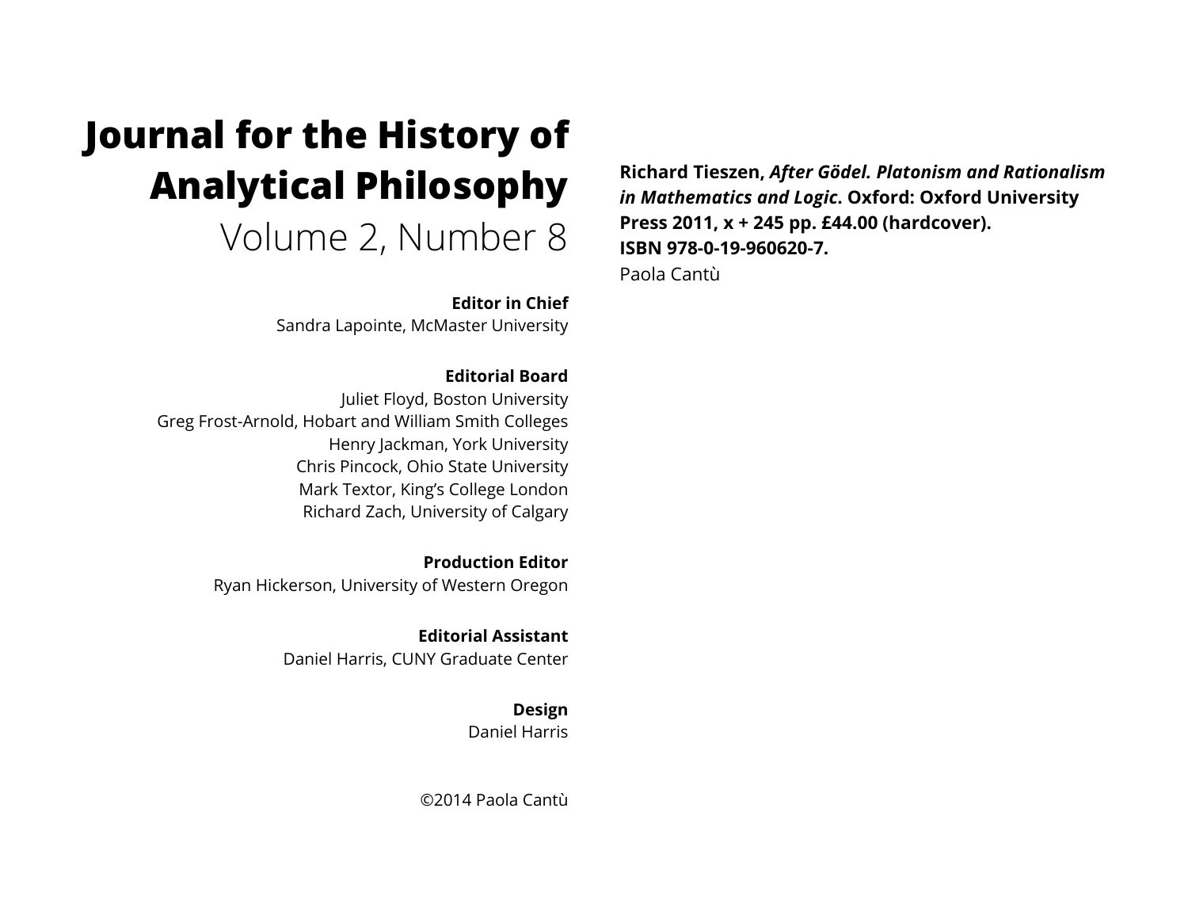# Journal for the History of Analytical Philosophy

Volume 2, Number 8

**Editor in Chief**
Sandra Lapointe, McMaster University

**Editorial Board**
Juliet Floyd, Boston University
Greg Frost-Arnold, Hobart and William Smith Colleges
Henry Jackman, York University
Chris Pincock, Ohio State University
Mark Textor, King's College London
Richard Zach, University of Calgary

**Production Editor**
Ryan Hickerson, University of Western Oregon

**Editorial Assistant**
Daniel Harris, CUNY Graduate Center

**Design**
Daniel Harris

©2014 Paola Cantù

**Richard Tieszen, *After Gödel. Platonism and Rationalism in Mathematics and Logic*. Oxford: Oxford University Press 2011, x + 245 pp. £44.00 (hardcover). ISBN 978-0-19-960620-7.**

Paola Cantù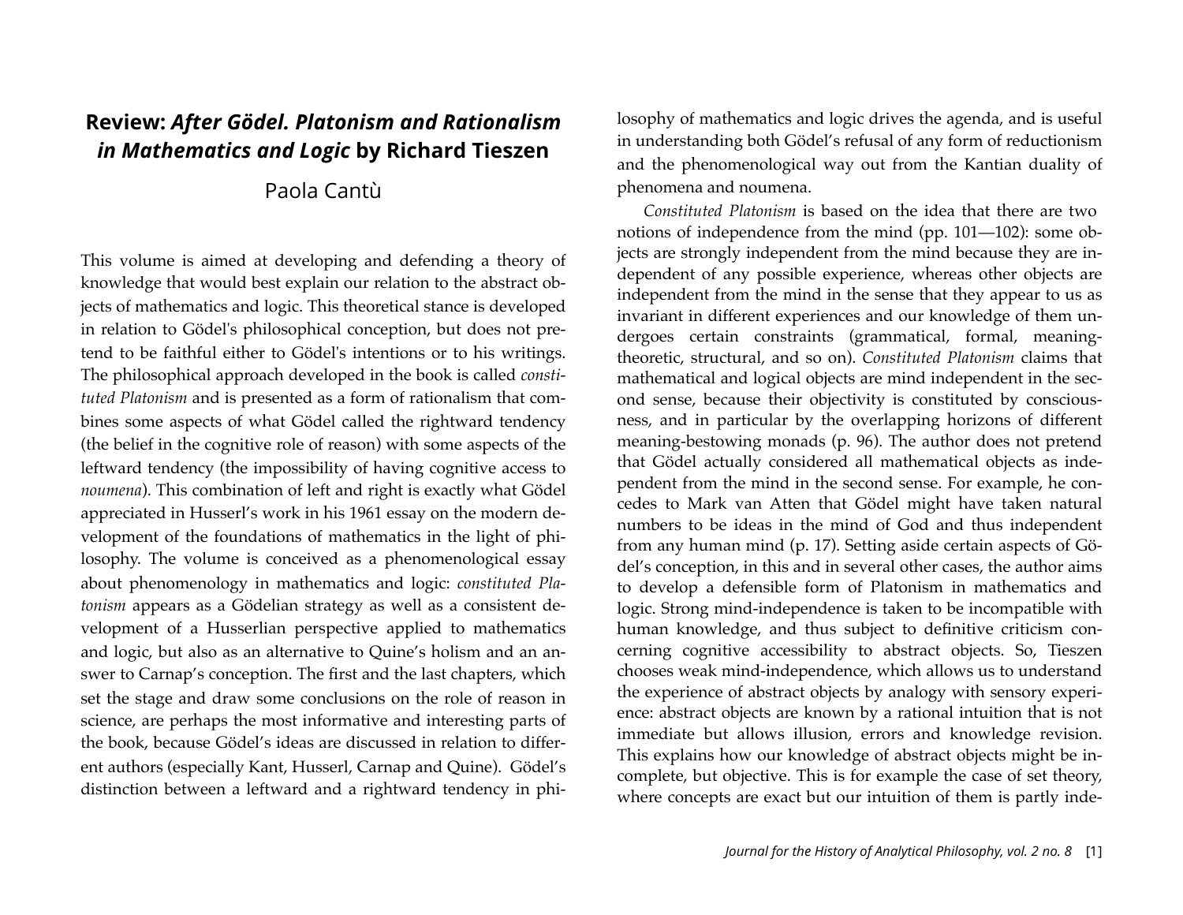# Review: *After Gödel. Platonism and Rationalism in Mathematics and Logic* by Richard Tieszen

Paola Cantù

This volume is aimed at developing and defending a theory of knowledge that would best explain our relation to the abstract objects of mathematics and logic. This theoretical stance is developed in relation to Gödel's philosophical conception, but does not pretend to be faithful either to Gödel's intentions or to his writings. The philosophical approach developed in the book is called *constituted Platonism* and is presented as a form of rationalism that combines some aspects of what Gödel called the rightward tendency (the belief in the cognitive role of reason) with some aspects of the leftward tendency (the impossibility of having cognitive access to *noumena*). This combination of left and right is exactly what Gödel appreciated in Husserl's work in his 1961 essay on the modern development of the foundations of mathematics in the light of philosophy. The volume is conceived as a phenomenological essay about phenomenology in mathematics and logic: *constituted Platonism* appears as a Gödelian strategy as well as a consistent development of a Husserlian perspective applied to mathematics and logic, but also as an alternative to Quine's holism and an answer to Carnap's conception. The first and the last chapters, which set the stage and draw some conclusions on the role of reason in science, are perhaps the most informative and interesting parts of the book, because Gödel's ideas are discussed in relation to different authors (especially Kant, Husserl, Carnap and Quine). Gödel's distinction between a leftward and a rightward tendency in philosophy of mathematics and logic drives the agenda, and is useful in understanding both Gödel's refusal of any form of reductionism and the phenomenological way out from the Kantian duality of phenomena and noumena.

*Constituted Platonism* is based on the idea that there are two notions of independence from the mind (pp. 101—102): some objects are strongly independent from the mind because they are independent of any possible experience, whereas other objects are independent from the mind in the sense that they appear to us as invariant in different experiences and our knowledge of them undergoes certain constraints (grammatical, formal, meaning-theoretic, structural, and so on). *Constituted Platonism* claims that mathematical and logical objects are mind independent in the second sense, because their objectivity is constituted by consciousness, and in particular by the overlapping horizons of different meaning-bestowing monads (p. 96). The author does not pretend that Gödel actually considered all mathematical objects as independent from the mind in the second sense. For example, he concedes to Mark van Atten that Gödel might have taken natural numbers to be ideas in the mind of God and thus independent from any human mind (p. 17). Setting aside certain aspects of Gödel's conception, in this and in several other cases, the author aims to develop a defensible form of Platonism in mathematics and logic. Strong mind-independence is taken to be incompatible with human knowledge, and thus subject to definitive criticism concerning cognitive accessibility to abstract objects. So, Tieszen chooses weak mind-independence, which allows us to understand the experience of abstract objects by analogy with sensory experience: abstract objects are known by a rational intuition that is not immediate but allows illusion, errors and knowledge revision. This explains how our knowledge of abstract objects might be incomplete, but objective. This is for example the case of set theory, where concepts are exact but our intuition of them is partly inde-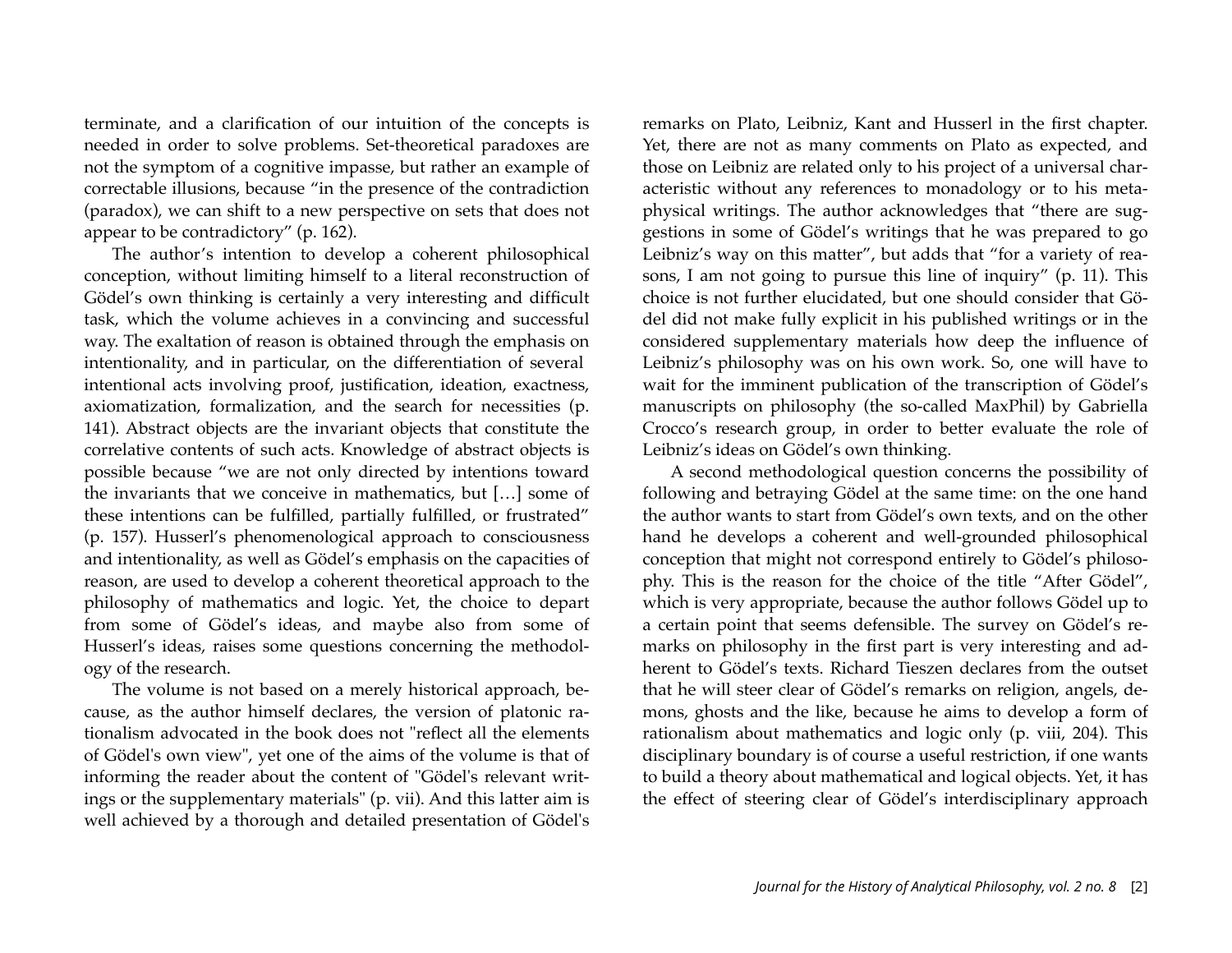terminate, and a clarification of our intuition of the concepts is needed in order to solve problems. Set-theoretical paradoxes are not the symptom of a cognitive impasse, but rather an example of correctable illusions, because "in the presence of the contradiction (paradox), we can shift to a new perspective on sets that does not appear to be contradictory" (p. 162).

The author's intention to develop a coherent philosophical conception, without limiting himself to a literal reconstruction of Gödel's own thinking is certainly a very interesting and difficult task, which the volume achieves in a convincing and successful way. The exaltation of reason is obtained through the emphasis on intentionality, and in particular, on the differentiation of several intentional acts involving proof, justification, ideation, exactness, axiomatization, formalization, and the search for necessities (p. 141). Abstract objects are the invariant objects that constitute the correlative contents of such acts. Knowledge of abstract objects is possible because "we are not only directed by intentions toward the invariants that we conceive in mathematics, but […] some of these intentions can be fulfilled, partially fulfilled, or frustrated" (p. 157). Husserl's phenomenological approach to consciousness and intentionality, as well as Gödel's emphasis on the capacities of reason, are used to develop a coherent theoretical approach to the philosophy of mathematics and logic. Yet, the choice to depart from some of Gödel's ideas, and maybe also from some of Husserl's ideas, raises some questions concerning the methodology of the research.

The volume is not based on a merely historical approach, because, as the author himself declares, the version of platonic rationalism advocated in the book does not "reflect all the elements of Gödel's own view", yet one of the aims of the volume is that of informing the reader about the content of "Gödel's relevant writings or the supplementary materials" (p. vii). And this latter aim is well achieved by a thorough and detailed presentation of Gödel's remarks on Plato, Leibniz, Kant and Husserl in the first chapter. Yet, there are not as many comments on Plato as expected, and those on Leibniz are related only to his project of a universal characteristic without any references to monadology or to his metaphysical writings. The author acknowledges that "there are suggestions in some of Gödel's writings that he was prepared to go Leibniz's way on this matter", but adds that "for a variety of reasons, I am not going to pursue this line of inquiry" (p. 11). This choice is not further elucidated, but one should consider that Gödel did not make fully explicit in his published writings or in the considered supplementary materials how deep the influence of Leibniz's philosophy was on his own work. So, one will have to wait for the imminent publication of the transcription of Gödel's manuscripts on philosophy (the so-called MaxPhil) by Gabriella Crocco's research group, in order to better evaluate the role of Leibniz's ideas on Gödel's own thinking.

A second methodological question concerns the possibility of following and betraying Gödel at the same time: on the one hand the author wants to start from Gödel's own texts, and on the other hand he develops a coherent and well-grounded philosophical conception that might not correspond entirely to Gödel's philosophy. This is the reason for the choice of the title "After Gödel", which is very appropriate, because the author follows Gödel up to a certain point that seems defensible. The survey on Gödel's remarks on philosophy in the first part is very interesting and adherent to Gödel's texts. Richard Tieszen declares from the outset that he will steer clear of Gödel's remarks on religion, angels, demons, ghosts and the like, because he aims to develop a form of rationalism about mathematics and logic only (p. viii, 204). This disciplinary boundary is of course a useful restriction, if one wants to build a theory about mathematical and logical objects. Yet, it has the effect of steering clear of Gödel's interdisciplinary approach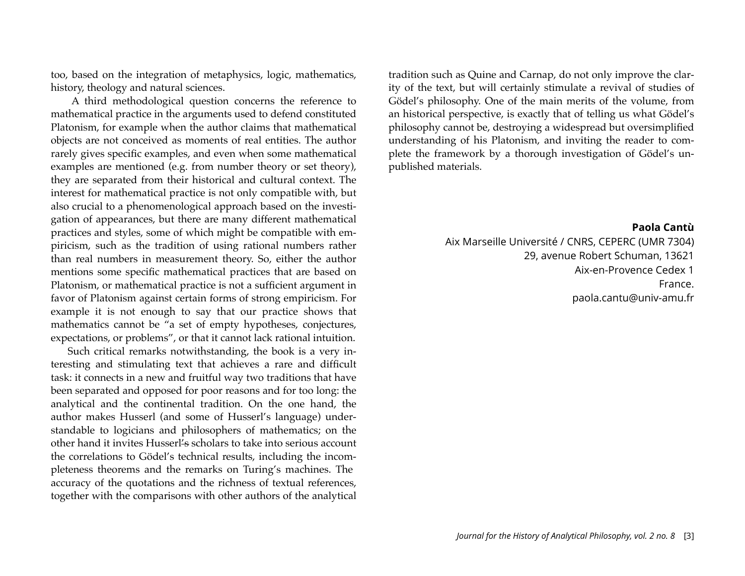too, based on the integration of metaphysics, logic, mathematics, history, theology and natural sciences.

A third methodological question concerns the reference to mathematical practice in the arguments used to defend constituted Platonism, for example when the author claims that mathematical objects are not conceived as moments of real entities. The author rarely gives specific examples, and even when some mathematical examples are mentioned (e.g. from number theory or set theory), they are separated from their historical and cultural context. The interest for mathematical practice is not only compatible with, but also crucial to a phenomenological approach based on the investigation of appearances, but there are many different mathematical practices and styles, some of which might be compatible with empiricism, such as the tradition of using rational numbers rather than real numbers in measurement theory. So, either the author mentions some specific mathematical practices that are based on Platonism, or mathematical practice is not a sufficient argument in favor of Platonism against certain forms of strong empiricism. For example it is not enough to say that our practice shows that mathematics cannot be "a set of empty hypotheses, conjectures, expectations, or problems", or that it cannot lack rational intuition.

Such critical remarks notwithstanding, the book is a very interesting and stimulating text that achieves a rare and difficult task: it connects in a new and fruitful way two traditions that have been separated and opposed for poor reasons and for too long: the analytical and the continental tradition. On the one hand, the author makes Husserl (and some of Husserl's language) understandable to logicians and philosophers of mathematics; on the other hand it invites Husserl's scholars to take into serious account the correlations to Gödel's technical results, including the incompleteness theorems and the remarks on Turing's machines. The accuracy of the quotations and the richness of textual references, together with the comparisons with other authors of the analytical tradition such as Quine and Carnap, do not only improve the clarity of the text, but will certainly stimulate a revival of studies of Gödel's philosophy. One of the main merits of the volume, from an historical perspective, is exactly that of telling us what Gödel's philosophy cannot be, destroying a widespread but oversimplified understanding of his Platonism, and inviting the reader to complete the framework by a thorough investigation of Gödel's unpublished materials.

**Paola Cantù**
Aix Marseille Université / CNRS, CEPERC (UMR 7304)
29, avenue Robert Schuman, 13621
Aix-en-Provence Cedex 1
France.
paola.cantu@univ-amu.fr